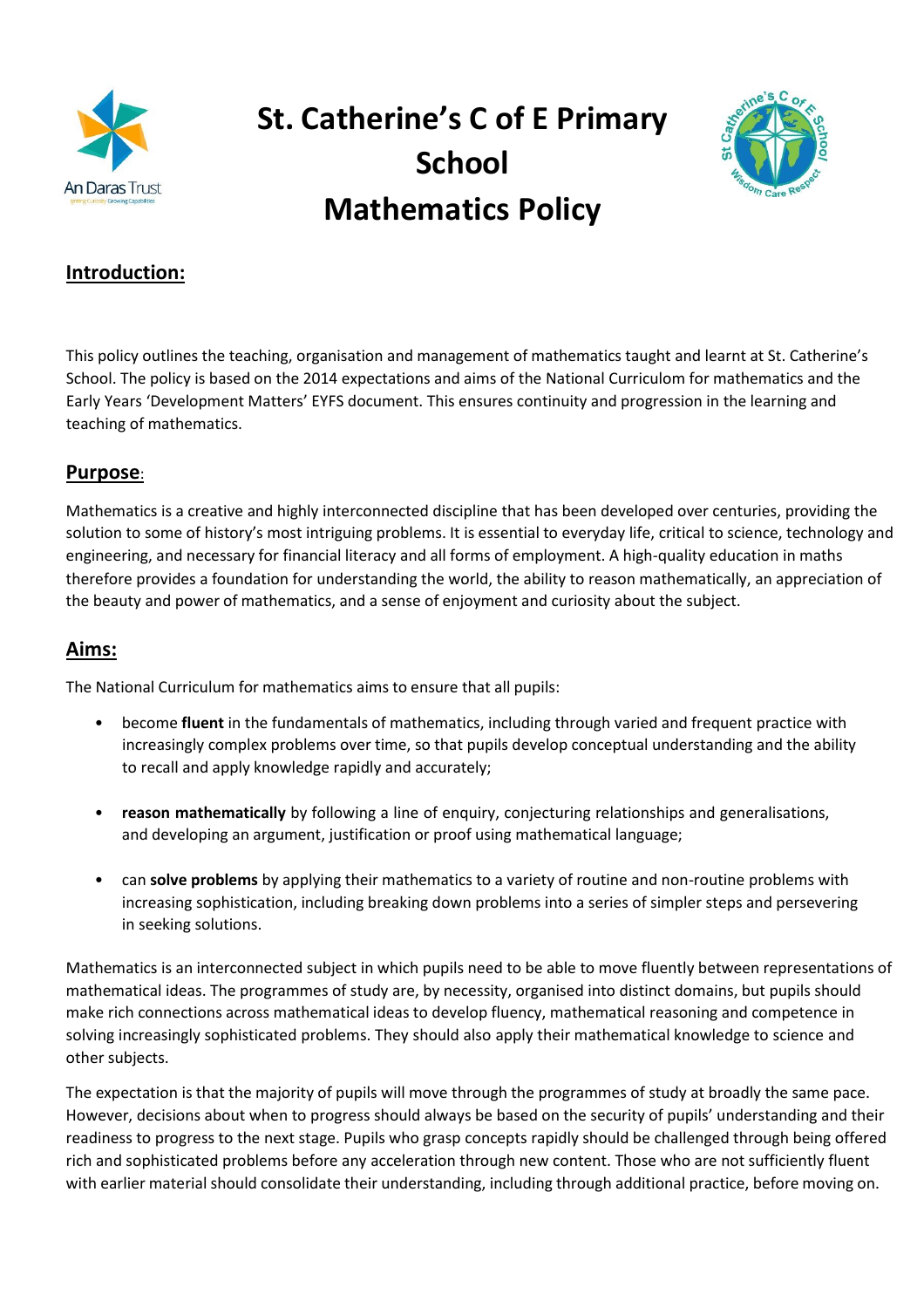# St. Catherine's C of E Primary School
# Mathematics Policy

## Introduction:

This policy outlines the teaching, organisation and management of mathematics taught and learnt at St. Catherine's School. The policy is based on the 2014 expectations and aims of the National Curriculom for mathematics and the Early Years 'Development Matters' EYFS document. This ensures continuity and progression in the learning and teaching of mathematics.

## Purpose:

Mathematics is a creative and highly interconnected discipline that has been developed over centuries, providing the solution to some of history's most intriguing problems. It is essential to everyday life, critical to science, technology and engineering, and necessary for financial literacy and all forms of employment. A high-quality education in maths therefore provides a foundation for understanding the world, the ability to reason mathematically, an appreciation of the beauty and power of mathematics, and a sense of enjoyment and curiosity about the subject.

## Aims:

The National Curriculum for mathematics aims to ensure that all pupils:

- become **fluent** in the fundamentals of mathematics, including through varied and frequent practice with increasingly complex problems over time, so that pupils develop conceptual understanding and the ability to recall and apply knowledge rapidly and accurately;
- **reason mathematically** by following a line of enquiry, conjecturing relationships and generalisations, and developing an argument, justification or proof using mathematical language;
- can **solve problems** by applying their mathematics to a variety of routine and non-routine problems with increasing sophistication, including breaking down problems into a series of simpler steps and persevering in seeking solutions.

Mathematics is an interconnected subject in which pupils need to be able to move fluently between representations of mathematical ideas. The programmes of study are, by necessity, organised into distinct domains, but pupils should make rich connections across mathematical ideas to develop fluency, mathematical reasoning and competence in solving increasingly sophisticated problems. They should also apply their mathematical knowledge to science and other subjects.

The expectation is that the majority of pupils will move through the programmes of study at broadly the same pace. However, decisions about when to progress should always be based on the security of pupils' understanding and their readiness to progress to the next stage. Pupils who grasp concepts rapidly should be challenged through being offered rich and sophisticated problems before any acceleration through new content. Those who are not sufficiently fluent with earlier material should consolidate their understanding, including through additional practice, before moving on.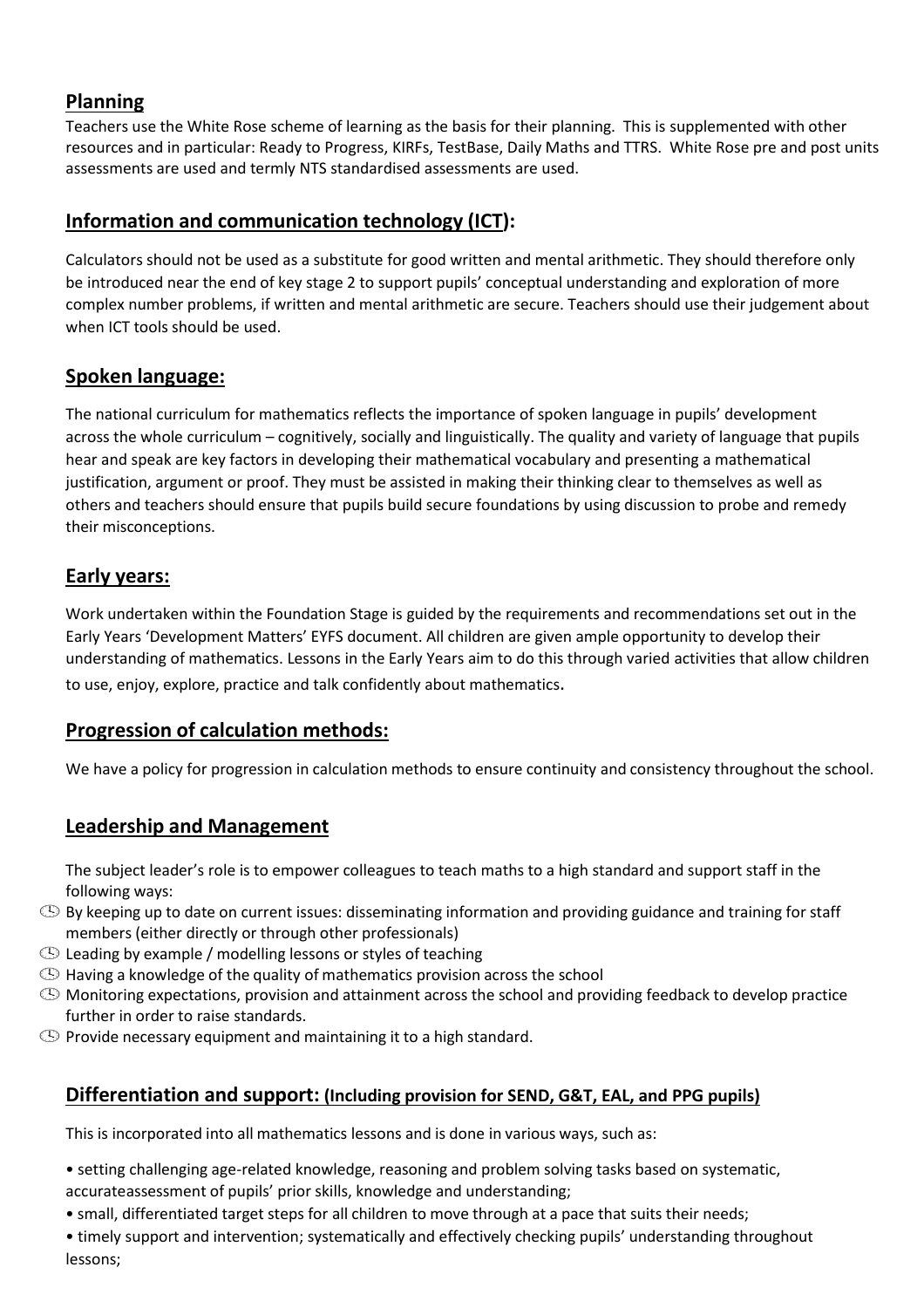## Planning

Teachers use the White Rose scheme of learning as the basis for their planning. This is supplemented with other resources and in particular: Ready to Progress, KIRFs, TestBase, Daily Maths and TTRS. White Rose pre and post units assessments are used and termly NTS standardised assessments are used.

## Information and communication technology (ICT):

Calculators should not be used as a substitute for good written and mental arithmetic. They should therefore only be introduced near the end of key stage 2 to support pupils' conceptual understanding and exploration of more complex number problems, if written and mental arithmetic are secure. Teachers should use their judgement about when ICT tools should be used.

## Spoken language:

The national curriculum for mathematics reflects the importance of spoken language in pupils' development across the whole curriculum – cognitively, socially and linguistically. The quality and variety of language that pupils hear and speak are key factors in developing their mathematical vocabulary and presenting a mathematical justification, argument or proof. They must be assisted in making their thinking clear to themselves as well as others and teachers should ensure that pupils build secure foundations by using discussion to probe and remedy their misconceptions.

## Early years:

Work undertaken within the Foundation Stage is guided by the requirements and recommendations set out in the Early Years 'Development Matters' EYFS document. All children are given ample opportunity to develop their understanding of mathematics. Lessons in the Early Years aim to do this through varied activities that allow children to use, enjoy, explore, practice and talk confidently about mathematics.

## Progression of calculation methods:

We have a policy for progression in calculation methods to ensure continuity and consistency throughout the school.

## Leadership and Management

The subject leader's role is to empower colleagues to teach maths to a high standard and support staff in the following ways:

- By keeping up to date on current issues: disseminating information and providing guidance and training for staff members (either directly or through other professionals)
- Leading by example / modelling lessons or styles of teaching
- Having a knowledge of the quality of mathematics provision across the school
- Monitoring expectations, provision and attainment across the school and providing feedback to develop practice further in order to raise standards.
- Provide necessary equipment and maintaining it to a high standard.

## Differentiation and support: (Including provision for SEND, G&T, EAL, and PPG pupils)

This is incorporated into all mathematics lessons and is done in various ways, such as:

- setting challenging age-related knowledge, reasoning and problem solving tasks based on systematic, accurateassessment of pupils' prior skills, knowledge and understanding;
- small, differentiated target steps for all children to move through at a pace that suits their needs;
- timely support and intervention; systematically and effectively checking pupils' understanding throughout lessons;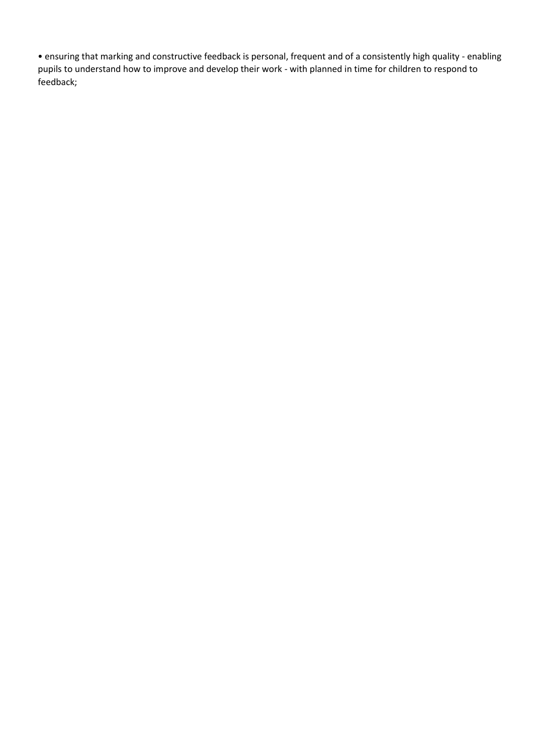- ensuring that marking and constructive feedback is personal, frequent and of a consistently high quality - enabling pupils to understand how to improve and develop their work - with planned in time for children to respond to feedback;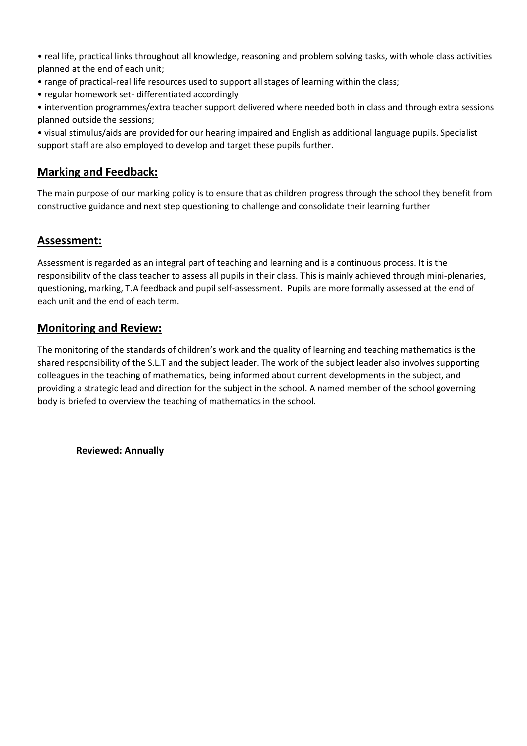- real life, practical links throughout all knowledge, reasoning and problem solving tasks, with whole class activities planned at the end of each unit;
- range of practical-real life resources used to support all stages of learning within the class;
- regular homework set- differentiated accordingly
- intervention programmes/extra teacher support delivered where needed both in class and through extra sessions planned outside the sessions;
- visual stimulus/aids are provided for our hearing impaired and English as additional language pupils. Specialist support staff are also employed to develop and target these pupils further.

## Marking and Feedback:

The main purpose of our marking policy is to ensure that as children progress through the school they benefit from constructive guidance and next step questioning to challenge and consolidate their learning further

## Assessment:

Assessment is regarded as an integral part of teaching and learning and is a continuous process. It is the responsibility of the class teacher to assess all pupils in their class. This is mainly achieved through mini-plenaries, questioning, marking, T.A feedback and pupil self-assessment. Pupils are more formally assessed at the end of each unit and the end of each term.

## Monitoring and Review:

The monitoring of the standards of children's work and the quality of learning and teaching mathematics is the shared responsibility of the S.L.T and the subject leader. The work of the subject leader also involves supporting colleagues in the teaching of mathematics, being informed about current developments in the subject, and providing a strategic lead and direction for the subject in the school. A named member of the school governing body is briefed to overview the teaching of mathematics in the school.

**Reviewed: Annually**